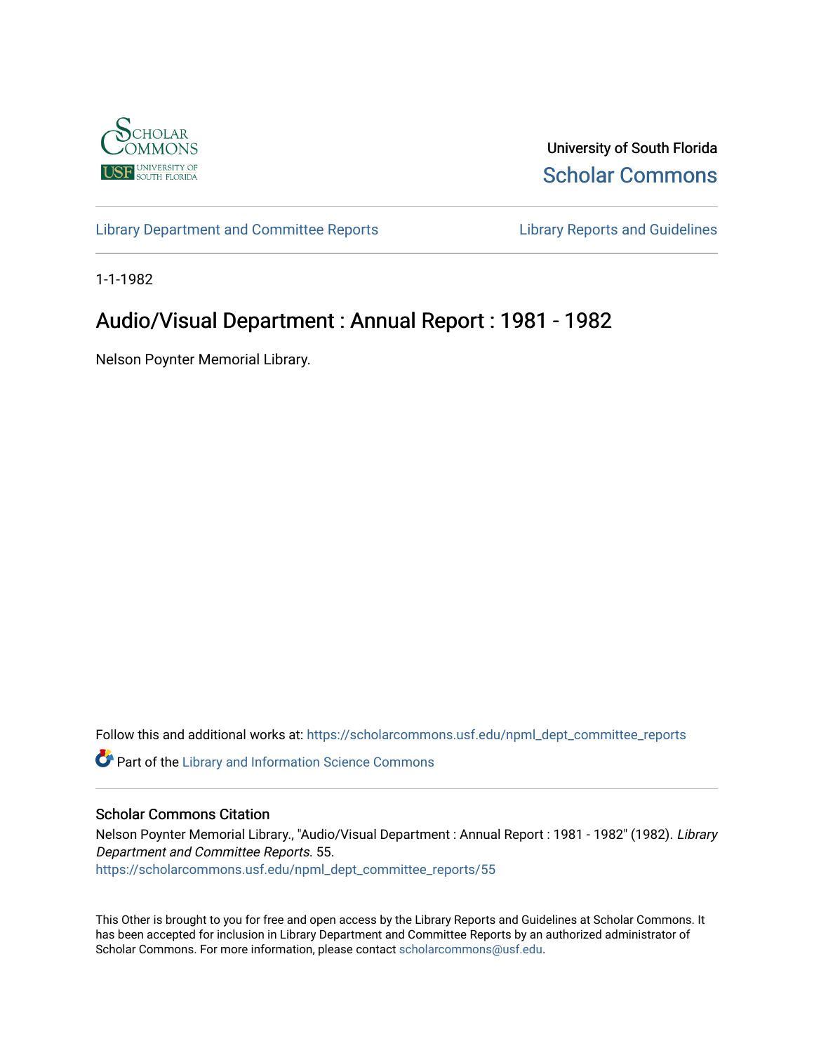University of South Florida

Scholar Commons

Library Department and Committee Reports | Library Reports and Guidelines

1-1-1982

# Audio/Visual Department : Annual Report : 1981 - 1982

Nelson Poynter Memorial Library.

Follow this and additional works at: https://scholarcommons.usf.edu/npml_dept_committee_reports

Part of the Library and Information Science Commons

## Scholar Commons Citation

Nelson Poynter Memorial Library., "Audio/Visual Department : Annual Report : 1981 - 1982" (1982). *Library Department and Committee Reports*. 55.
https://scholarcommons.usf.edu/npml_dept_committee_reports/55

This Other is brought to you for free and open access by the Library Reports and Guidelines at Scholar Commons. It has been accepted for inclusion in Library Department and Committee Reports by an authorized administrator of Scholar Commons. For more information, please contact scholarcommons@usf.edu.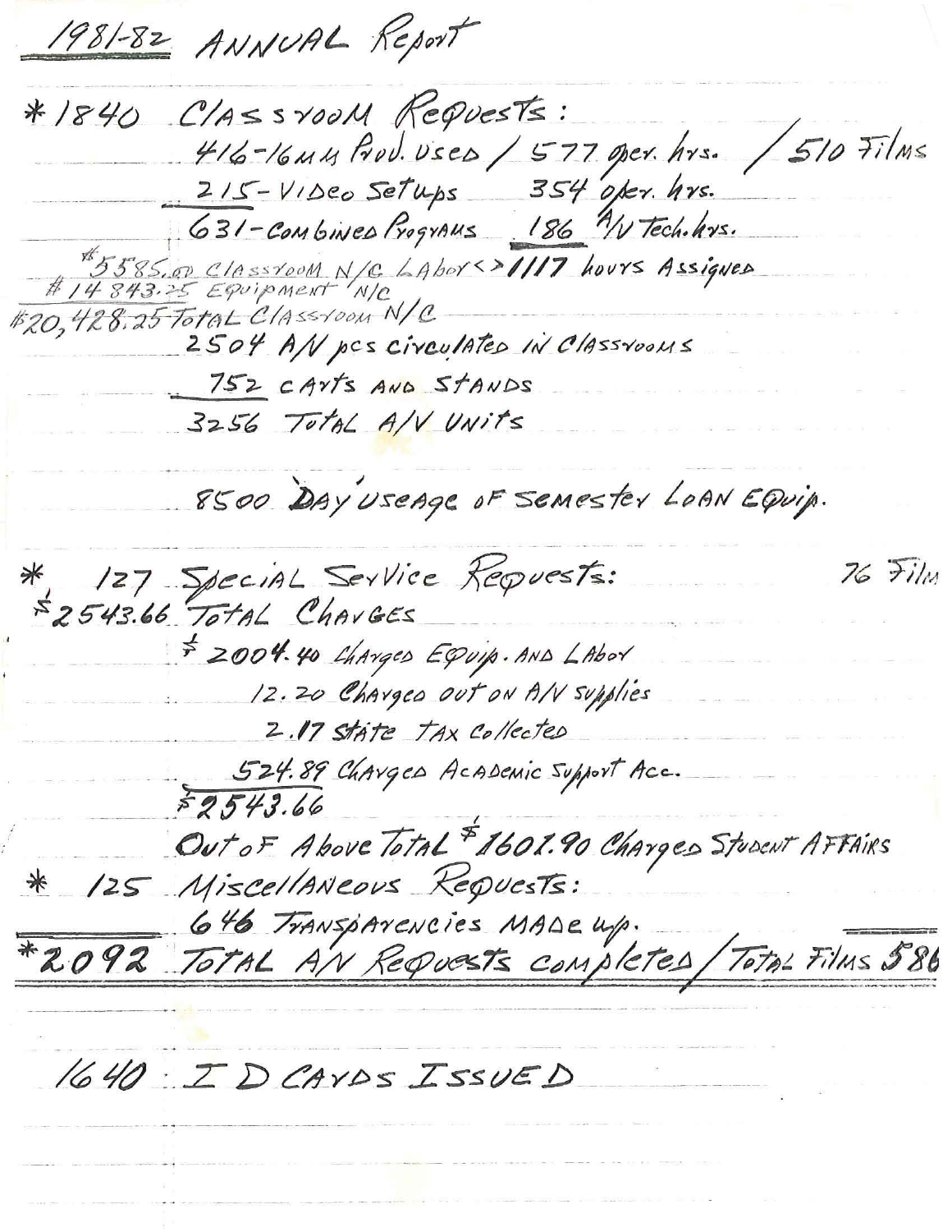# 1981-82 ANNUAL Report

\*1840 Classroom Requests:

416-16MM Prod. Used / 577 oper. hrs. / 510 Films

215-Video Setups 354 oper. hrs.

631-Combined Programs 186 A/V Tech. hrs.

$5585.00 Classroom N/C Labor <> 1117 hours Assigned

$14 843.25 Equipment N/C

$20,428.25 Total Classroom N/C

2504 A/V pcs circulated in Classrooms

752 Carts and Stands

3256 Total A/V Units

8500 Day Useage of Semester Loan Equip.

\* 127 Special Service Requests: 76 Film

$2543.66 Total Charges

$2004.40 Charged Equip. and Labor

12.20 Charged out on A/V supplies

2.17 State Tax Collected

524.89 Charged Academic Support Acc.

$2543.66

Out of Above Total $1601.90 Charged Student Affairs

\* 125 Miscellaneous Requests:

646 Transparencies Made up.

\*2092 Total A/V Requests completed / Total Films 586

1640 ID Cards Issued